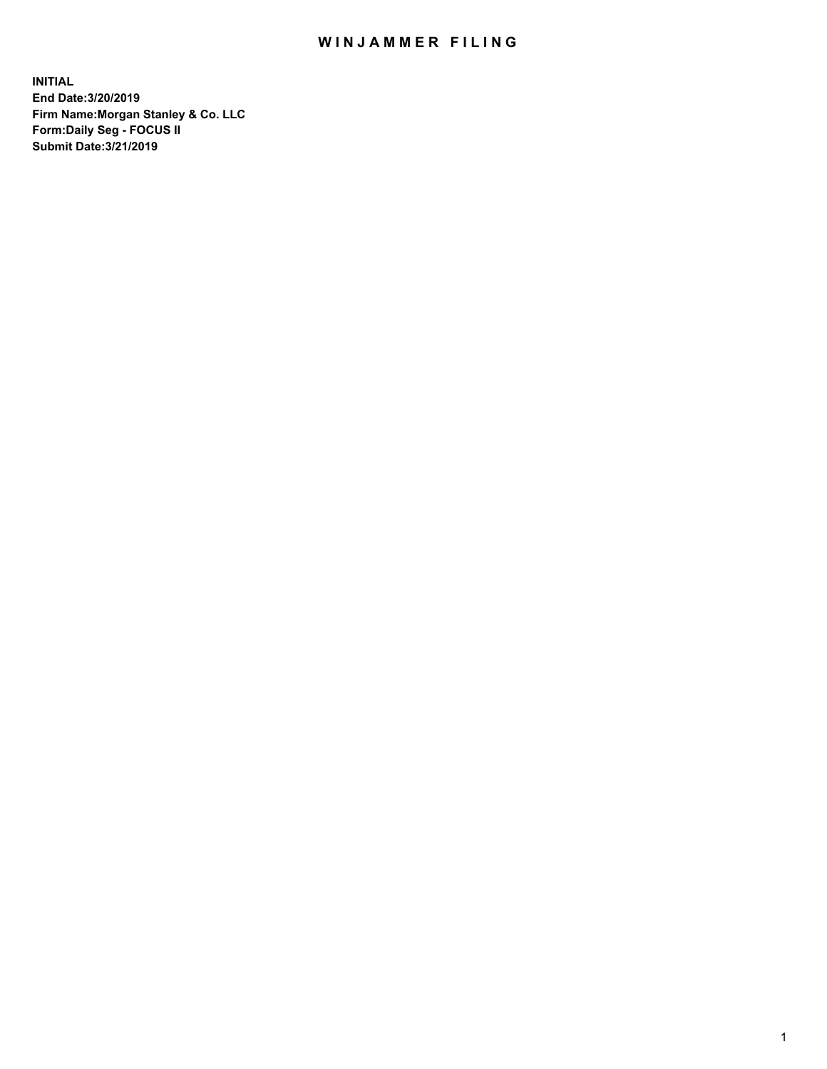# WINJAMMER FILING

**INITIAL**
**End Date:3/20/2019**
**Firm Name:Morgan Stanley & Co. LLC**
**Form:Daily Seg - FOCUS II**
**Submit Date:3/21/2019**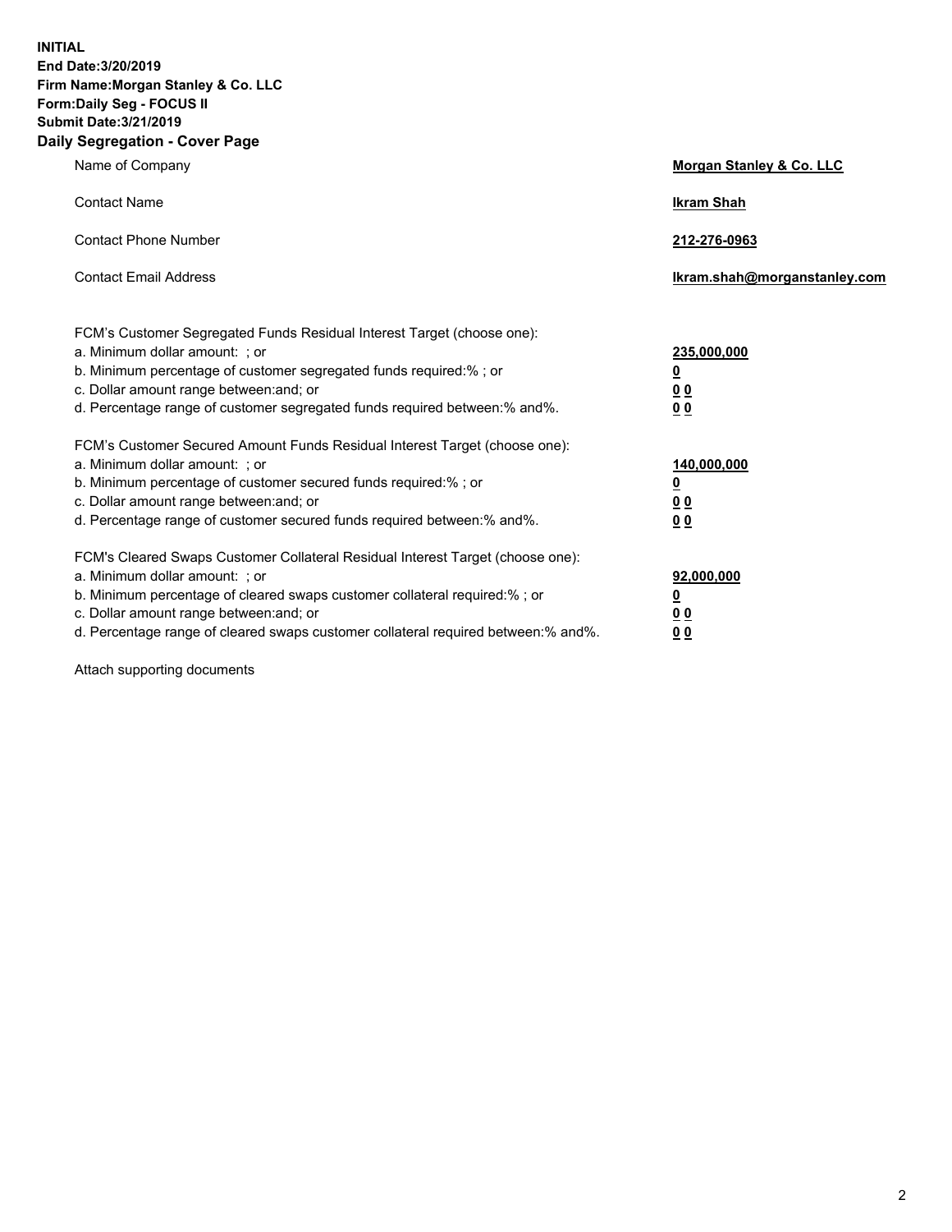**INITIAL**
**End Date:3/20/2019**
**Firm Name:Morgan Stanley & Co. LLC**
**Form:Daily Seg - FOCUS II**
**Submit Date:3/21/2019**
**Daily Segregation - Cover Page**

| | |
|---|---|
| Name of Company | **Morgan Stanley & Co. LLC** |
| Contact Name | **Ikram Shah** |
| Contact Phone Number | **212-276-0963** |
| Contact Email Address | **Ikram.shah@morganstanley.com** |

FCM's Customer Segregated Funds Residual Interest Target (choose one):

| | |
|---|---|
| a. Minimum dollar amount: ; or | **235,000,000** |
| b. Minimum percentage of customer segregated funds required:% ; or | **0** |
| c. Dollar amount range between:and; or | **0 0** |
| d. Percentage range of customer segregated funds required between:% and%. | **0 0** |

FCM's Customer Secured Amount Funds Residual Interest Target (choose one):

| | |
|---|---|
| a. Minimum dollar amount: ; or | **140,000,000** |
| b. Minimum percentage of customer secured funds required:% ; or | **0** |
| c. Dollar amount range between:and; or | **0 0** |
| d. Percentage range of customer secured funds required between:% and%. | **0 0** |

FCM's Cleared Swaps Customer Collateral Residual Interest Target (choose one):

| | |
|---|---|
| a. Minimum dollar amount: ; or | **92,000,000** |
| b. Minimum percentage of cleared swaps customer collateral required:% ; or | **0** |
| c. Dollar amount range between:and; or | **0 0** |
| d. Percentage range of cleared swaps customer collateral required between:% and%. | **0 0** |

Attach supporting documents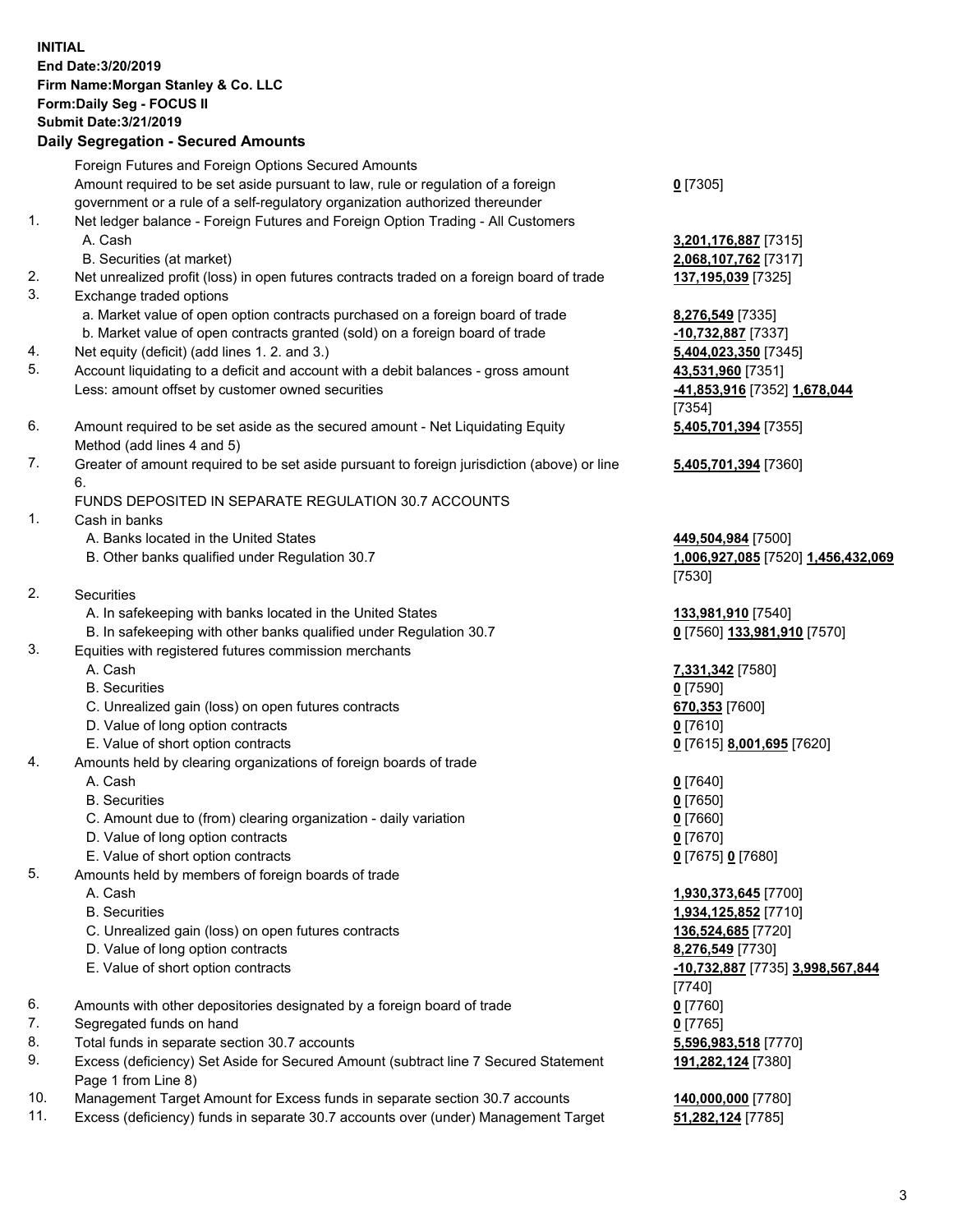**INITIAL**
**End Date:3/20/2019**
**Firm Name:Morgan Stanley & Co. LLC**
**Form:Daily Seg - FOCUS II**
**Submit Date:3/21/2019**

**Daily Segregation - Secured Amounts**

| | | |
|---|---|---|
| | Foreign Futures and Foreign Options Secured Amounts | |
| | Amount required to be set aside pursuant to law, rule or regulation of a foreign government or a rule of a self-regulatory organization authorized thereunder | **0** [7305] |
| 1. | Net ledger balance - Foreign Futures and Foreign Option Trading - All Customers | |
| | A. Cash | **3,201,176,887** [7315] |
| | B. Securities (at market) | **2,068,107,762** [7317] |
| 2. | Net unrealized profit (loss) in open futures contracts traded on a foreign board of trade | **137,195,039** [7325] |
| 3. | Exchange traded options | |
| | a. Market value of open option contracts purchased on a foreign board of trade | **8,276,549** [7335] |
| | b. Market value of open contracts granted (sold) on a foreign board of trade | **-10,732,887** [7337] |
| 4. | Net equity (deficit) (add lines 1. 2. and 3.) | **5,404,023,350** [7345] |
| 5. | Account liquidating to a deficit and account with a debit balances - gross amount | **43,531,960** [7351] |
| | Less: amount offset by customer owned securities | **-41,853,916** [7352] **1,678,044** [7354] |
| 6. | Amount required to be set aside as the secured amount - Net Liquidating Equity Method (add lines 4 and 5) | **5,405,701,394** [7355] |
| 7. | Greater of amount required to be set aside pursuant to foreign jurisdiction (above) or line 6. | **5,405,701,394** [7360] |
| | FUNDS DEPOSITED IN SEPARATE REGULATION 30.7 ACCOUNTS | |
| 1. | Cash in banks | |
| | A. Banks located in the United States | **449,504,984** [7500] |
| | B. Other banks qualified under Regulation 30.7 | **1,006,927,085** [7520] **1,456,432,069** [7530] |
| 2. | Securities | |
| | A. In safekeeping with banks located in the United States | **133,981,910** [7540] |
| | B. In safekeeping with other banks qualified under Regulation 30.7 | **0** [7560] **133,981,910** [7570] |
| 3. | Equities with registered futures commission merchants | |
| | A. Cash | **7,331,342** [7580] |
| | B. Securities | **0** [7590] |
| | C. Unrealized gain (loss) on open futures contracts | **670,353** [7600] |
| | D. Value of long option contracts | **0** [7610] |
| | E. Value of short option contracts | **0** [7615] **8,001,695** [7620] |
| 4. | Amounts held by clearing organizations of foreign boards of trade | |
| | A. Cash | **0** [7640] |
| | B. Securities | **0** [7650] |
| | C. Amount due to (from) clearing organization - daily variation | **0** [7660] |
| | D. Value of long option contracts | **0** [7670] |
| | E. Value of short option contracts | **0** [7675] **0** [7680] |
| 5. | Amounts held by members of foreign boards of trade | |
| | A. Cash | **1,930,373,645** [7700] |
| | B. Securities | **1,934,125,852** [7710] |
| | C. Unrealized gain (loss) on open futures contracts | **136,524,685** [7720] |
| | D. Value of long option contracts | **8,276,549** [7730] |
| | E. Value of short option contracts | **-10,732,887** [7735] **3,998,567,844** [7740] |
| 6. | Amounts with other depositories designated by a foreign board of trade | **0** [7760] |
| 7. | Segregated funds on hand | **0** [7765] |
| 8. | Total funds in separate section 30.7 accounts | **5,596,983,518** [7770] |
| 9. | Excess (deficiency) Set Aside for Secured Amount (subtract line 7 Secured Statement Page 1 from Line 8) | **191,282,124** [7380] |
| 10. | Management Target Amount for Excess funds in separate section 30.7 accounts | **140,000,000** [7780] |
| 11. | Excess (deficiency) funds in separate 30.7 accounts over (under) Management Target | **51,282,124** [7785] |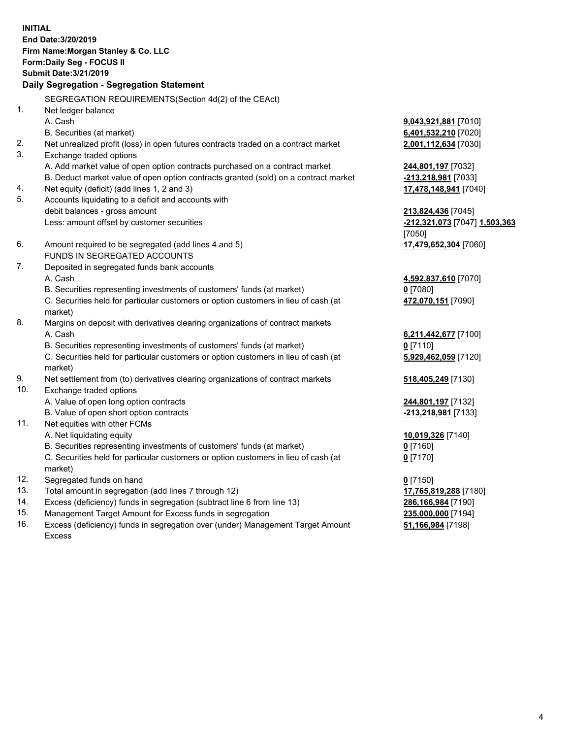**INITIAL**
**End Date:3/20/2019**
**Firm Name:Morgan Stanley & Co. LLC**
**Form:Daily Seg - FOCUS II**
**Submit Date:3/21/2019**

### Daily Segregation - Segregation Statement

| | | |
|---|---|---|
| | SEGREGATION REQUIREMENTS(Section 4d(2) of the CEAct) | |
| 1. | Net ledger balance | |
| | A. Cash | **9,043,921,881** [7010] |
| | B. Securities (at market) | **6,401,532,210** [7020] |
| 2. | Net unrealized profit (loss) in open futures contracts traded on a contract market | **2,001,112,634** [7030] |
| 3. | Exchange traded options | |
| | A. Add market value of open option contracts purchased on a contract market | **244,801,197** [7032] |
| | B. Deduct market value of open option contracts granted (sold) on a contract market | **-213,218,981** [7033] |
| 4. | Net equity (deficit) (add lines 1, 2 and 3) | **17,478,148,941** [7040] |
| 5. | Accounts liquidating to a deficit and accounts with debit balances - gross amount | **213,824,436** [7045] |
| | Less: amount offset by customer securities | **-212,321,073** [7047] **1,503,363** [7050] |
| 6. | Amount required to be segregated (add lines 4 and 5) | **17,479,652,304** [7060] |
| | FUNDS IN SEGREGATED ACCOUNTS | |
| 7. | Deposited in segregated funds bank accounts | |
| | A. Cash | **4,592,837,610** [7070] |
| | B. Securities representing investments of customers' funds (at market) | **0** [7080] |
| | C. Securities held for particular customers or option customers in lieu of cash (at market) | **472,070,151** [7090] |
| 8. | Margins on deposit with derivatives clearing organizations of contract markets | |
| | A. Cash | **6,211,442,677** [7100] |
| | B. Securities representing investments of customers' funds (at market) | **0** [7110] |
| | C. Securities held for particular customers or option customers in lieu of cash (at market) | **5,929,462,059** [7120] |
| 9. | Net settlement from (to) derivatives clearing organizations of contract markets | **518,405,249** [7130] |
| 10. | Exchange traded options | |
| | A. Value of open long option contracts | **244,801,197** [7132] |
| | B. Value of open short option contracts | **-213,218,981** [7133] |
| 11. | Net equities with other FCMs | |
| | A. Net liquidating equity | **10,019,326** [7140] |
| | B. Securities representing investments of customers' funds (at market) | **0** [7160] |
| | C. Securities held for particular customers or option customers in lieu of cash (at market) | **0** [7170] |
| 12. | Segregated funds on hand | **0** [7150] |
| 13. | Total amount in segregation (add lines 7 through 12) | **17,765,819,288** [7180] |
| 14. | Excess (deficiency) funds in segregation (subtract line 6 from line 13) | **286,166,984** [7190] |
| 15. | Management Target Amount for Excess funds in segregation | **235,000,000** [7194] |
| 16. | Excess (deficiency) funds in segregation over (under) Management Target Amount Excess | **51,166,984** [7198] |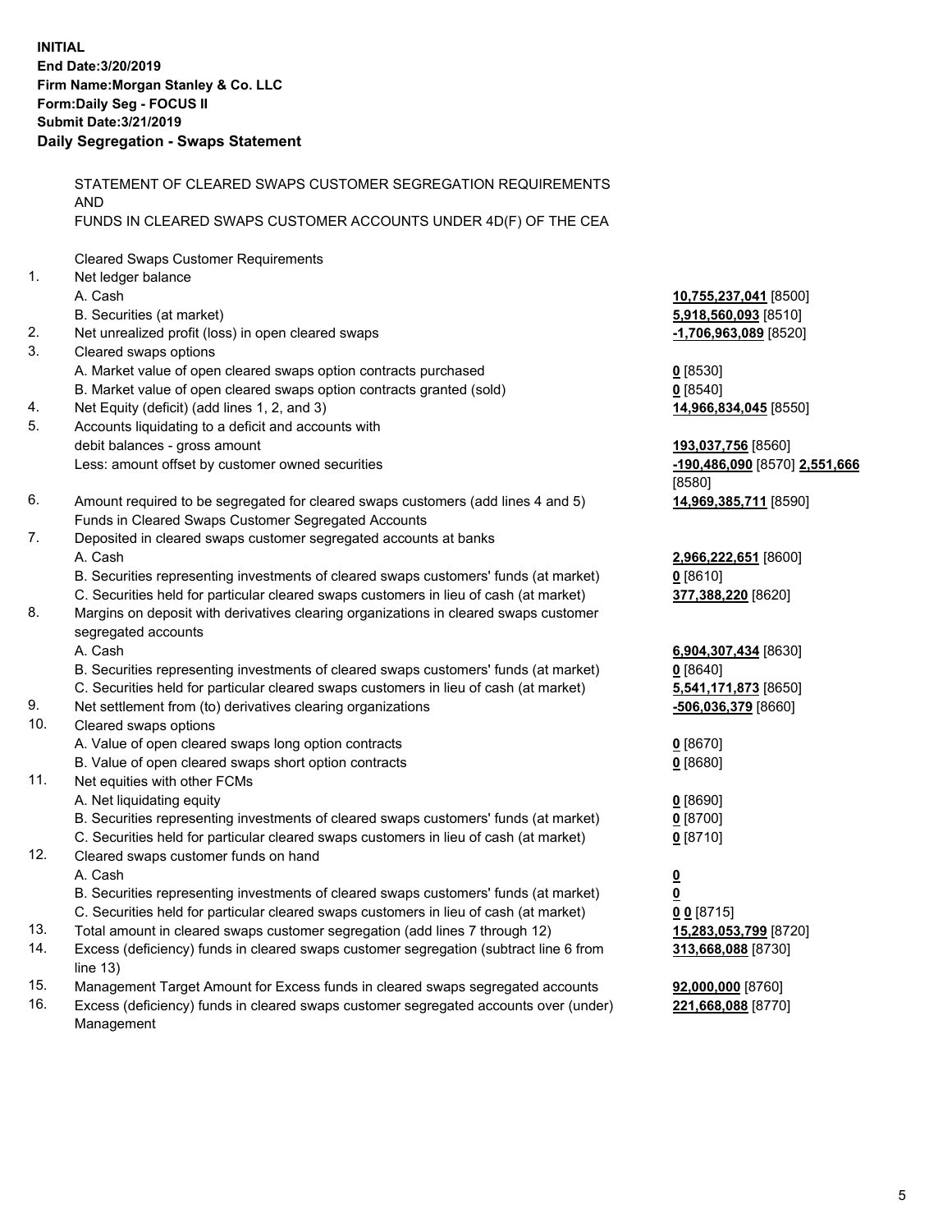**INITIAL**
**End Date:3/20/2019**
**Firm Name:Morgan Stanley & Co. LLC**
**Form:Daily Seg - FOCUS II**
**Submit Date:3/21/2019**
**Daily Segregation - Swaps Statement**

STATEMENT OF CLEARED SWAPS CUSTOMER SEGREGATION REQUIREMENTS AND FUNDS IN CLEARED SWAPS CUSTOMER ACCOUNTS UNDER 4D(F) OF THE CEA

| | | |
|---|---|---|
| | Cleared Swaps Customer Requirements | |
| 1. | Net ledger balance | |
| | A. Cash | **10,755,237,041** [8500] |
| | B. Securities (at market) | **5,918,560,093** [8510] |
| 2. | Net unrealized profit (loss) in open cleared swaps | **-1,706,963,089** [8520] |
| 3. | Cleared swaps options | |
| | A. Market value of open cleared swaps option contracts purchased | **0** [8530] |
| | B. Market value of open cleared swaps option contracts granted (sold) | **0** [8540] |
| 4. | Net Equity (deficit) (add lines 1, 2, and 3) | **14,966,834,045** [8550] |
| 5. | Accounts liquidating to a deficit and accounts with debit balances - gross amount | **193,037,756** [8560] |
| | Less: amount offset by customer owned securities | **-190,486,090** [8570] **2,551,666** [8580] |
| 6. | Amount required to be segregated for cleared swaps customers (add lines 4 and 5) | **14,969,385,711** [8590] |
| | Funds in Cleared Swaps Customer Segregated Accounts | |
| 7. | Deposited in cleared swaps customer segregated accounts at banks | |
| | A. Cash | **2,966,222,651** [8600] |
| | B. Securities representing investments of cleared swaps customers' funds (at market) | **0** [8610] |
| | C. Securities held for particular cleared swaps customers in lieu of cash (at market) | **377,388,220** [8620] |
| 8. | Margins on deposit with derivatives clearing organizations in cleared swaps customer segregated accounts | |
| | A. Cash | **6,904,307,434** [8630] |
| | B. Securities representing investments of cleared swaps customers' funds (at market) | **0** [8640] |
| | C. Securities held for particular cleared swaps customers in lieu of cash (at market) | **5,541,171,873** [8650] |
| 9. | Net settlement from (to) derivatives clearing organizations | **-506,036,379** [8660] |
| 10. | Cleared swaps options | |
| | A. Value of open cleared swaps long option contracts | **0** [8670] |
| | B. Value of open cleared swaps short option contracts | **0** [8680] |
| 11. | Net equities with other FCMs | |
| | A. Net liquidating equity | **0** [8690] |
| | B. Securities representing investments of cleared swaps customers' funds (at market) | **0** [8700] |
| | C. Securities held for particular cleared swaps customers in lieu of cash (at market) | **0** [8710] |
| 12. | Cleared swaps customer funds on hand | |
| | A. Cash | **0** |
| | B. Securities representing investments of cleared swaps customers' funds (at market) | **0** |
| | C. Securities held for particular cleared swaps customers in lieu of cash (at market) | **0** **0** [8715] |
| 13. | Total amount in cleared swaps customer segregation (add lines 7 through 12) | **15,283,053,799** [8720] |
| 14. | Excess (deficiency) funds in cleared swaps customer segregation (subtract line 6 from line 13) | **313,668,088** [8730] |
| 15. | Management Target Amount for Excess funds in cleared swaps segregated accounts | **92,000,000** [8760] |
| 16. | Excess (deficiency) funds in cleared swaps customer segregated accounts over (under) Management | **221,668,088** [8770] |